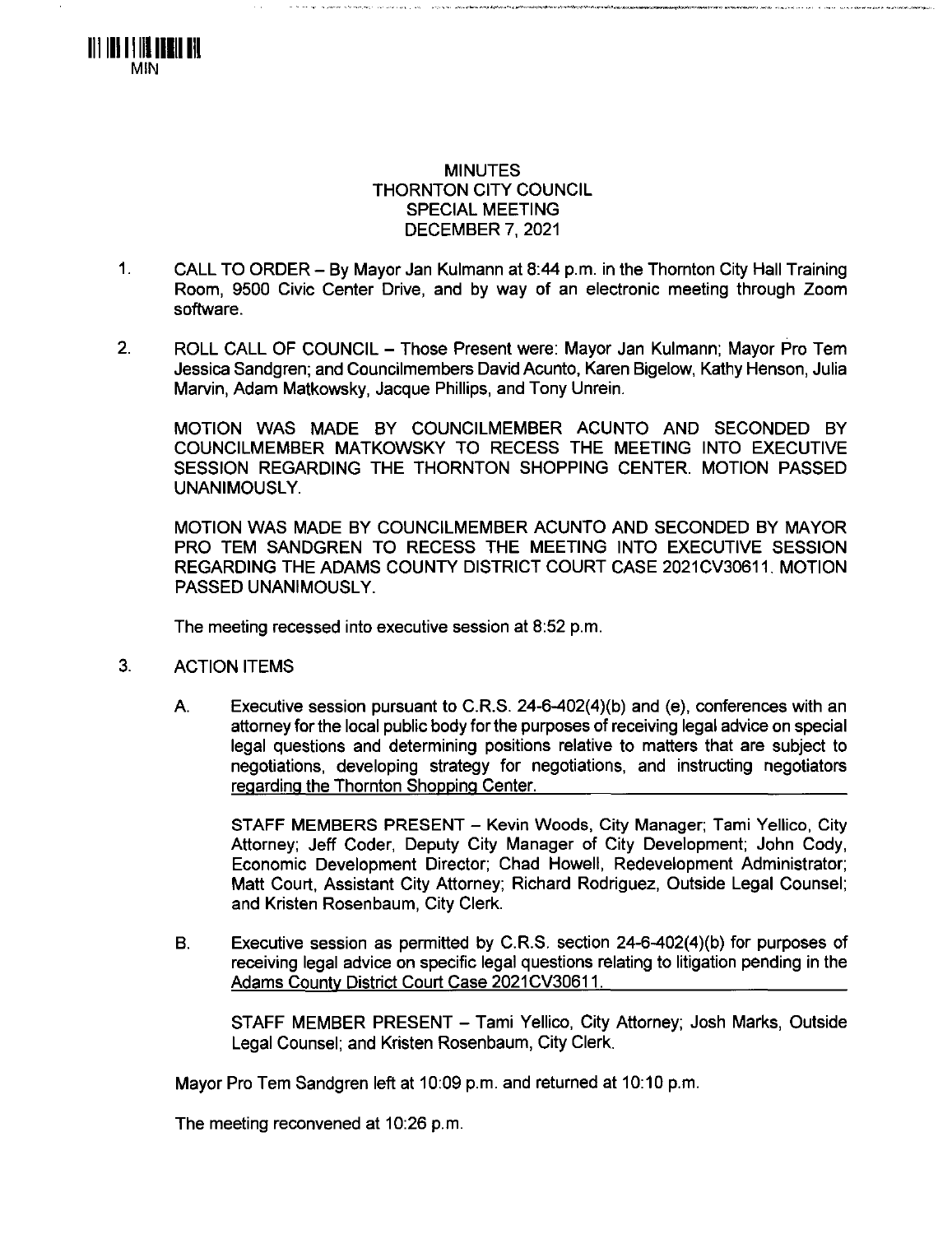MIN

# MINUTES
# THORNTON CITY COUNCIL
# SPECIAL MEETING
# DECEMBER 7, 2021

1. CALL TO ORDER – By Mayor Jan Kulmann at 8:44 p.m. in the Thornton City Hall Training Room, 9500 Civic Center Drive, and by way of an electronic meeting through Zoom software.

2. ROLL CALL OF COUNCIL – Those Present were: Mayor Jan Kulmann; Mayor Pro Tem Jessica Sandgren; and Councilmembers David Acunto, Karen Bigelow, Kathy Henson, Julia Marvin, Adam Matkowsky, Jacque Phillips, and Tony Unrein.

   MOTION WAS MADE BY COUNCILMEMBER ACUNTO AND SECONDED BY COUNCILMEMBER MATKOWSKY TO RECESS THE MEETING INTO EXECUTIVE SESSION REGARDING THE THORNTON SHOPPING CENTER. MOTION PASSED UNANIMOUSLY.

   MOTION WAS MADE BY COUNCILMEMBER ACUNTO AND SECONDED BY MAYOR PRO TEM SANDGREN TO RECESS THE MEETING INTO EXECUTIVE SESSION REGARDING THE ADAMS COUNTY DISTRICT COURT CASE 2021CV30611. MOTION PASSED UNANIMOUSLY.

   The meeting recessed into executive session at 8:52 p.m.

3. ACTION ITEMS

   A. Executive session pursuant to C.R.S. 24-6-402(4)(b) and (e), conferences with an attorney for the local public body for the purposes of receiving legal advice on special legal questions and determining positions relative to matters that are subject to negotiations, developing strategy for negotiations, and instructing negotiators regarding the Thornton Shopping Center.

      STAFF MEMBERS PRESENT – Kevin Woods, City Manager; Tami Yellico, City Attorney; Jeff Coder, Deputy City Manager of City Development; John Cody, Economic Development Director; Chad Howell, Redevelopment Administrator; Matt Court, Assistant City Attorney; Richard Rodriguez, Outside Legal Counsel; and Kristen Rosenbaum, City Clerk.

   B. Executive session as permitted by C.R.S. section 24-6-402(4)(b) for purposes of receiving legal advice on specific legal questions relating to litigation pending in the Adams County District Court Case 2021CV30611.

      STAFF MEMBER PRESENT – Tami Yellico, City Attorney; Josh Marks, Outside Legal Counsel; and Kristen Rosenbaum, City Clerk.

   Mayor Pro Tem Sandgren left at 10:09 p.m. and returned at 10:10 p.m.

   The meeting reconvened at 10:26 p.m.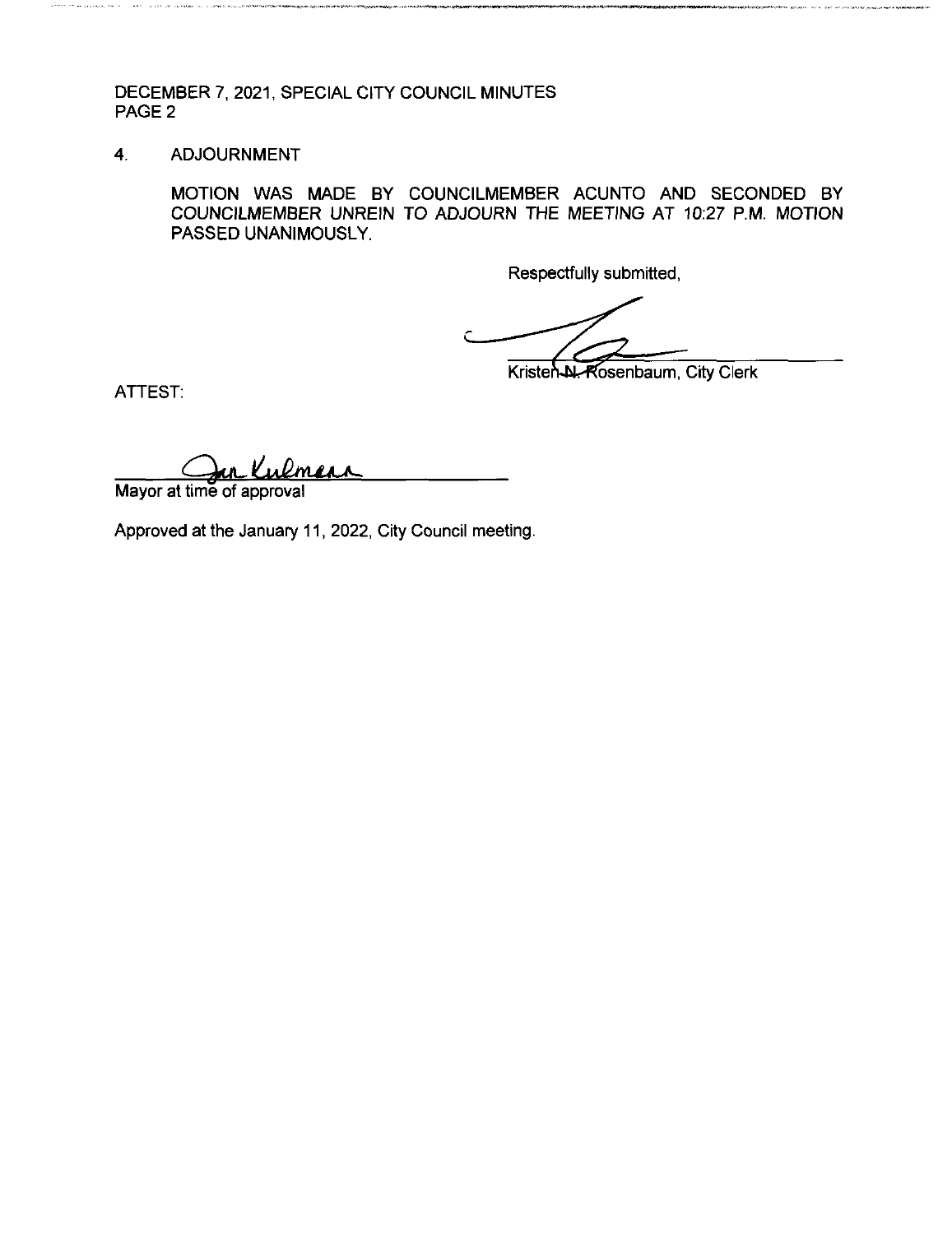4. ADJOURNMENT

MOTION WAS MADE BY COUNCILMEMBER ACUNTO AND SECONDED BY COUNCILMEMBER UNREIN TO ADJOURN THE MEETING AT 10:27 P.M. MOTION PASSED UNANIMOUSLY.

Respectfully submitted,

Kristen N. Rosenbaum, City Clerk

ATTEST:

Jan Kulmann

Mayor at time of approval

Approved at the January 11, 2022, City Council meeting.